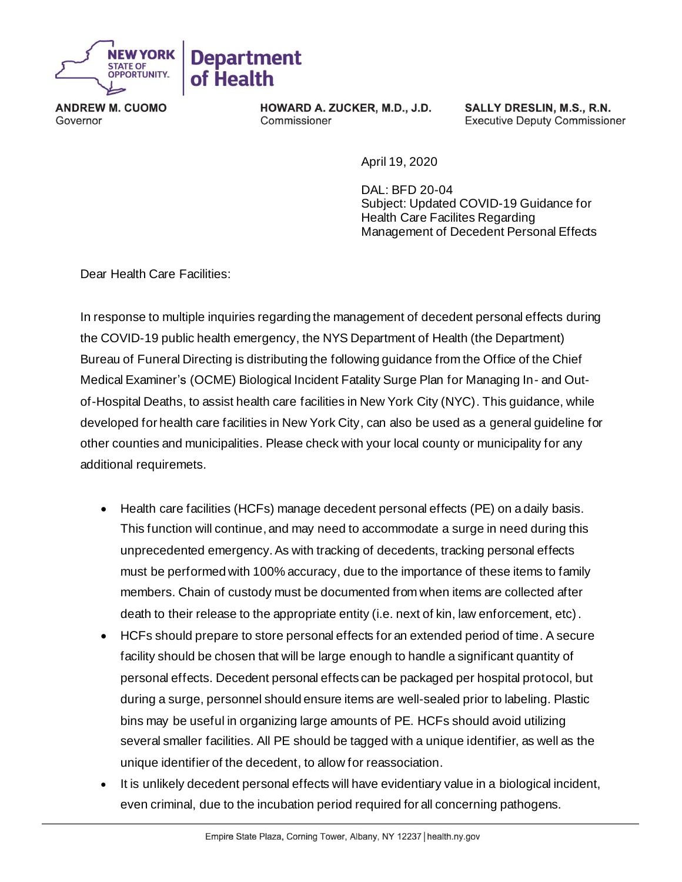**NEW YORK STATE OF OPPORTUNITY. | Department of Health**

**ANDREW M. CUOMO**
Governor

**HOWARD A. ZUCKER, M.D., J.D.**
Commissioner

**SALLY DRESLIN, M.S., R.N.**
Executive Deputy Commissioner

April 19, 2020

DAL: BFD 20-04
Subject: Updated COVID-19 Guidance for Health Care Facilites Regarding Management of Decedent Personal Effects

Dear Health Care Facilities:

In response to multiple inquiries regarding the management of decedent personal effects during the COVID-19 public health emergency, the NYS Department of Health (the Department) Bureau of Funeral Directing is distributing the following guidance from the Office of the Chief Medical Examiner's (OCME) Biological Incident Fatality Surge Plan for Managing In- and Out-of-Hospital Deaths, to assist health care facilities in New York City (NYC). This guidance, while developed for health care facilities in New York City, can also be used as a general guideline for other counties and municipalities. Please check with your local county or municipality for any additional requiremets.

- Health care facilities (HCFs) manage decedent personal effects (PE) on a daily basis. This function will continue, and may need to accommodate a surge in need during this unprecedented emergency. As with tracking of decedents, tracking personal effects must be performed with 100% accuracy, due to the importance of these items to family members. Chain of custody must be documented from when items are collected after death to their release to the appropriate entity (i.e. next of kin, law enforcement, etc).
- HCFs should prepare to store personal effects for an extended period of time. A secure facility should be chosen that will be large enough to handle a significant quantity of personal effects. Decedent personal effects can be packaged per hospital protocol, but during a surge, personnel should ensure items are well-sealed prior to labeling. Plastic bins may be useful in organizing large amounts of PE. HCFs should avoid utilizing several smaller facilities. All PE should be tagged with a unique identifier, as well as the unique identifier of the decedent, to allow for reassociation.
- It is unlikely decedent personal effects will have evidentiary value in a biological incident, even criminal, due to the incubation period required for all concerning pathogens.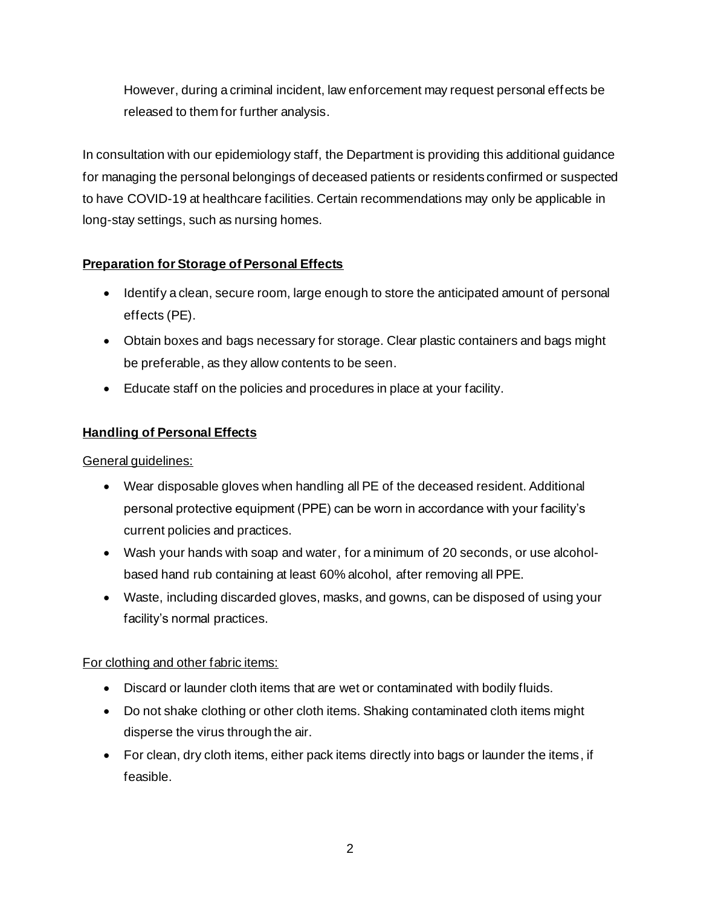However, during a criminal incident, law enforcement may request personal effects be released to them for further analysis.

In consultation with our epidemiology staff, the Department is providing this additional guidance for managing the personal belongings of deceased patients or residents confirmed or suspected to have COVID-19 at healthcare facilities. Certain recommendations may only be applicable in long-stay settings, such as nursing homes.

## Preparation for Storage of Personal Effects

- Identify a clean, secure room, large enough to store the anticipated amount of personal effects (PE).
- Obtain boxes and bags necessary for storage. Clear plastic containers and bags might be preferable, as they allow contents to be seen.
- Educate staff on the policies and procedures in place at your facility.

## Handling of Personal Effects

General guidelines:

- Wear disposable gloves when handling all PE of the deceased resident. Additional personal protective equipment (PPE) can be worn in accordance with your facility's current policies and practices.
- Wash your hands with soap and water, for a minimum of 20 seconds, or use alcohol-based hand rub containing at least 60% alcohol, after removing all PPE.
- Waste, including discarded gloves, masks, and gowns, can be disposed of using your facility's normal practices.

For clothing and other fabric items:

- Discard or launder cloth items that are wet or contaminated with bodily fluids.
- Do not shake clothing or other cloth items. Shaking contaminated cloth items might disperse the virus through the air.
- For clean, dry cloth items, either pack items directly into bags or launder the items, if feasible.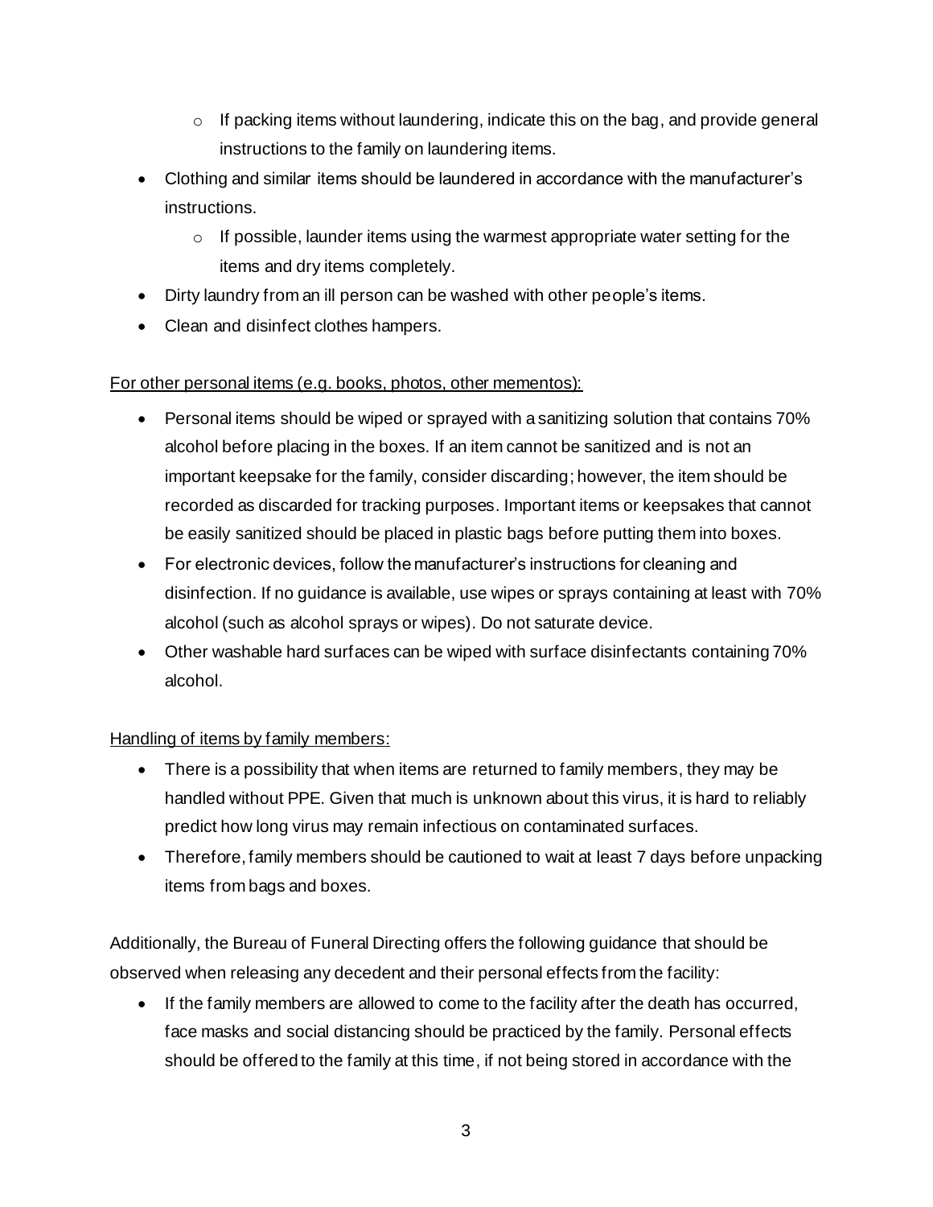- If packing items without laundering, indicate this on the bag, and provide general instructions to the family on laundering items.
- Clothing and similar items should be laundered in accordance with the manufacturer's instructions.
    - If possible, launder items using the warmest appropriate water setting for the items and dry items completely.
- Dirty laundry from an ill person can be washed with other people's items.
- Clean and disinfect clothes hampers.

<u>For other personal items (e.g. books, photos, other mementos):</u>

- Personal items should be wiped or sprayed with a sanitizing solution that contains 70% alcohol before placing in the boxes. If an item cannot be sanitized and is not an important keepsake for the family, consider discarding; however, the item should be recorded as discarded for tracking purposes. Important items or keepsakes that cannot be easily sanitized should be placed in plastic bags before putting them into boxes.
- For electronic devices, follow the manufacturer's instructions for cleaning and disinfection. If no guidance is available, use wipes or sprays containing at least with 70% alcohol (such as alcohol sprays or wipes). Do not saturate device.
- Other washable hard surfaces can be wiped with surface disinfectants containing 70% alcohol.

<u>Handling of items by family members:</u>

- There is a possibility that when items are returned to family members, they may be handled without PPE. Given that much is unknown about this virus, it is hard to reliably predict how long virus may remain infectious on contaminated surfaces.
- Therefore, family members should be cautioned to wait at least 7 days before unpacking items from bags and boxes.

Additionally, the Bureau of Funeral Directing offers the following guidance that should be observed when releasing any decedent and their personal effects from the facility:

- If the family members are allowed to come to the facility after the death has occurred, face masks and social distancing should be practiced by the family. Personal effects should be offered to the family at this time, if not being stored in accordance with the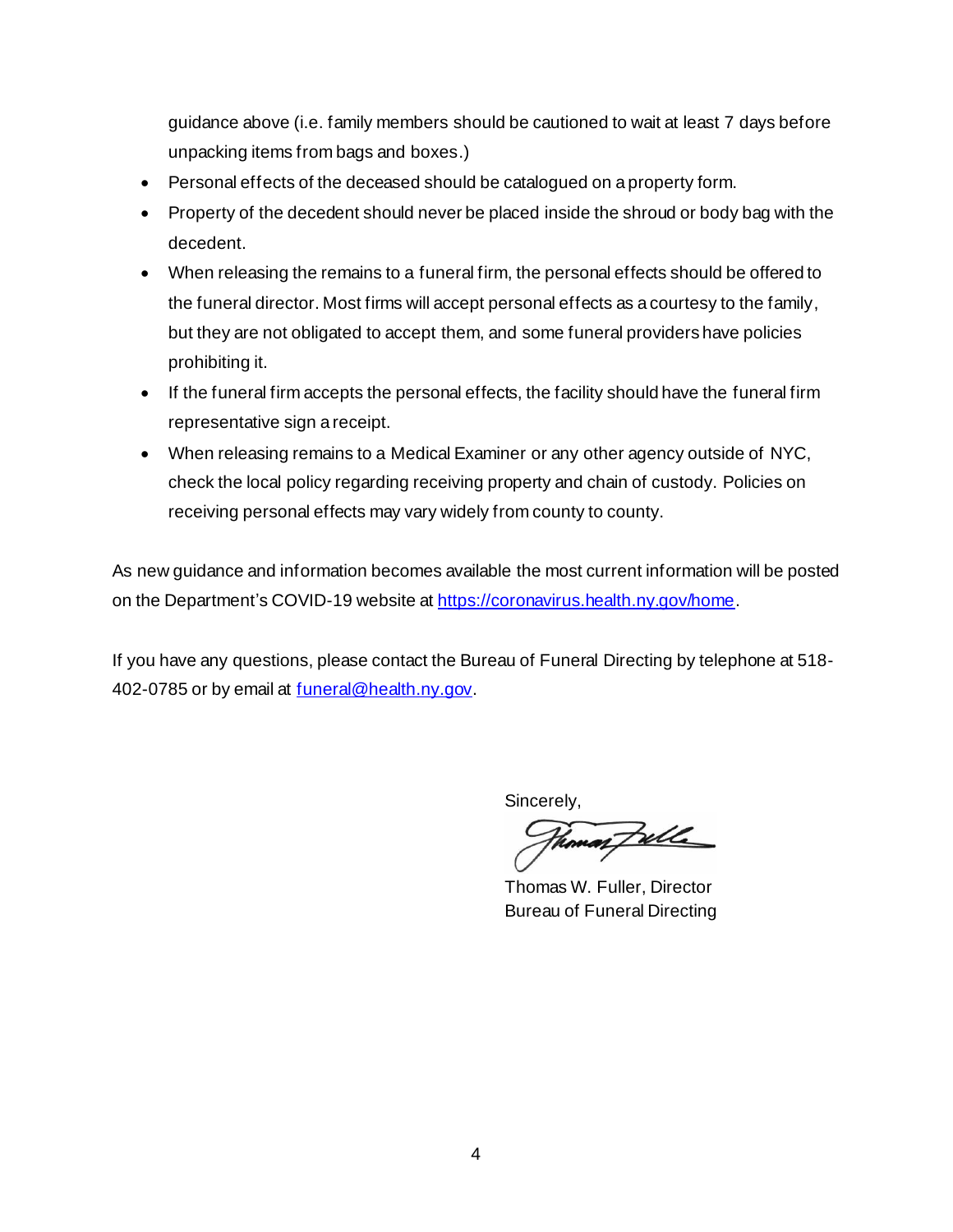guidance above (i.e. family members should be cautioned to wait at least 7 days before unpacking items from bags and boxes.)

- Personal effects of the deceased should be catalogued on a property form.
- Property of the decedent should never be placed inside the shroud or body bag with the decedent.
- When releasing the remains to a funeral firm, the personal effects should be offered to the funeral director. Most firms will accept personal effects as a courtesy to the family, but they are not obligated to accept them, and some funeral providers have policies prohibiting it.
- If the funeral firm accepts the personal effects, the facility should have the funeral firm representative sign a receipt.
- When releasing remains to a Medical Examiner or any other agency outside of NYC, check the local policy regarding receiving property and chain of custody. Policies on receiving personal effects may vary widely from county to county.

As new guidance and information becomes available the most current information will be posted on the Department's COVID-19 website at https://coronavirus.health.ny.gov/home.

If you have any questions, please contact the Bureau of Funeral Directing by telephone at 518-402-0785 or by email at funeral@health.ny.gov.

Sincerely,

Thomas W. Fuller, Director
Bureau of Funeral Directing